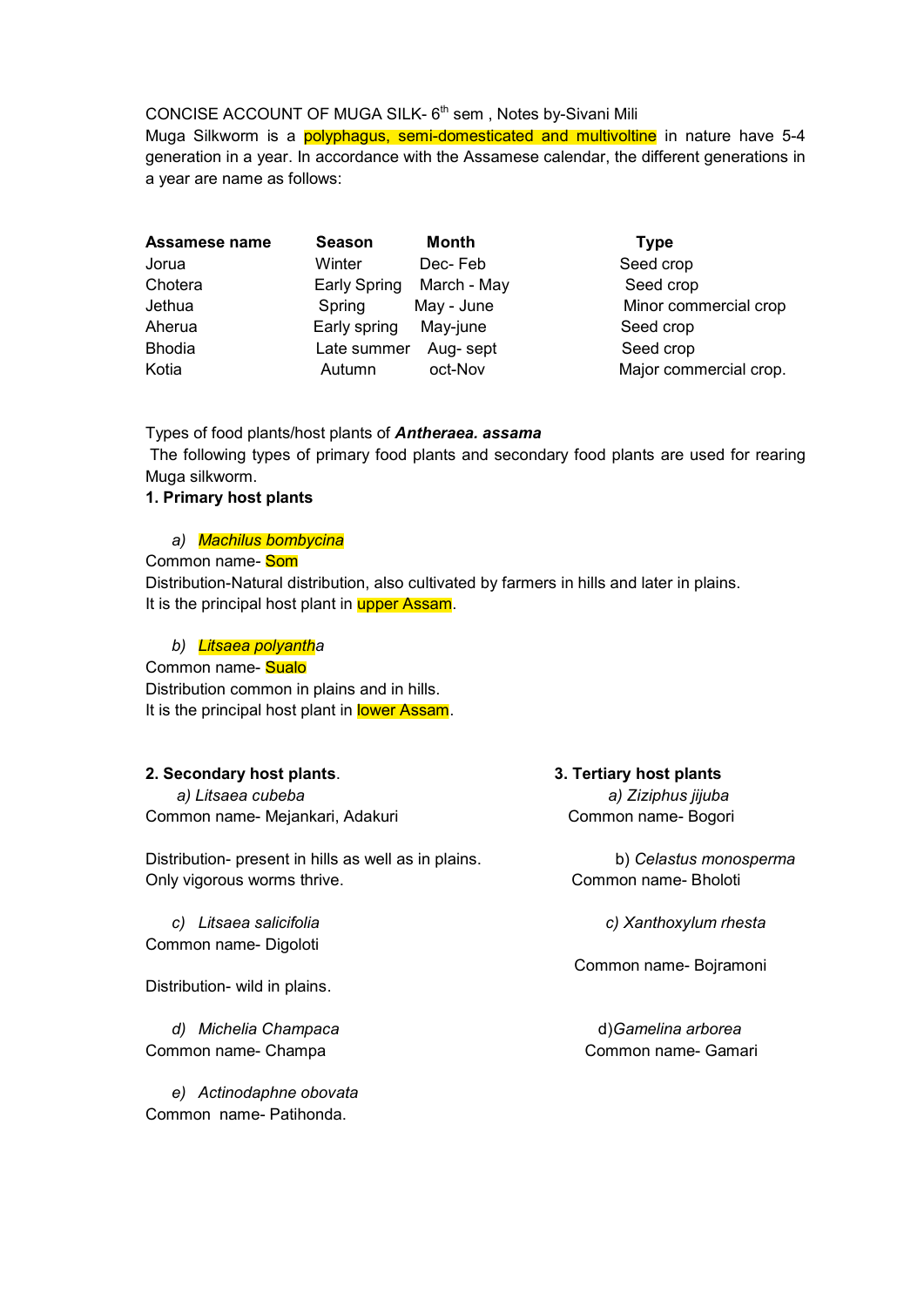CONCISE ACCOUNT OF MUGA SILK- 6th sem , Notes by-Sivani Mili

Muga Silkworm is a polyphagus, semi-domesticated and multivoltine in nature have 5-4 generation in a year. In accordance with the Assamese calendar, the different generations in a year are name as follows:

| Assamese name | Season | Month | Type |
|---|---|---|---|
| Jorua | Winter | Dec- Feb | Seed crop |
| Chotera | Early Spring | March - May | Seed crop |
| Jethua | Spring | May - June | Minor commercial crop |
| Aherua | Early spring | May-june | Seed crop |
| Bhodia | Late summer | Aug- sept | Seed crop |
| Kotia | Autumn | oct-Nov | Major commercial crop. |

Types of food plants/host plants of ***Antheraea. assama***

The following types of primary food plants and secondary food plants are used for rearing Muga silkworm.

**1. Primary host plants**

a) *Machilus bombycina*

Common name- Som

Distribution-Natural distribution, also cultivated by farmers in hills and later in plains.

It is the principal host plant in upper Assam.

b) *Litsaea polyantha*

Common name- Sualo

Distribution common in plains and in hills.

It is the principal host plant in lower Assam.

**2. Secondary host plants**.

a) *Litsaea cubeba*

Common name- Mejankari, Adakuri

Distribution- present in hills as well as in plains.

Only vigorous worms thrive.

c) *Litsaea salicifolia*

Common name- Digoloti

Distribution- wild in plains.

d) *Michelia Champaca*

Common name- Champa

e) *Actinodaphne obovata*

Common name- Patihonda.

**3. Tertiary host plants**

a) *Ziziphus jijuba*

Common name- Bogori

b) *Celastus monosperma*

Common name- Bholoti

c) *Xanthoxylum rhesta*

Common name- Bojramoni

d) *Gamelina arborea*

Common name- Gamari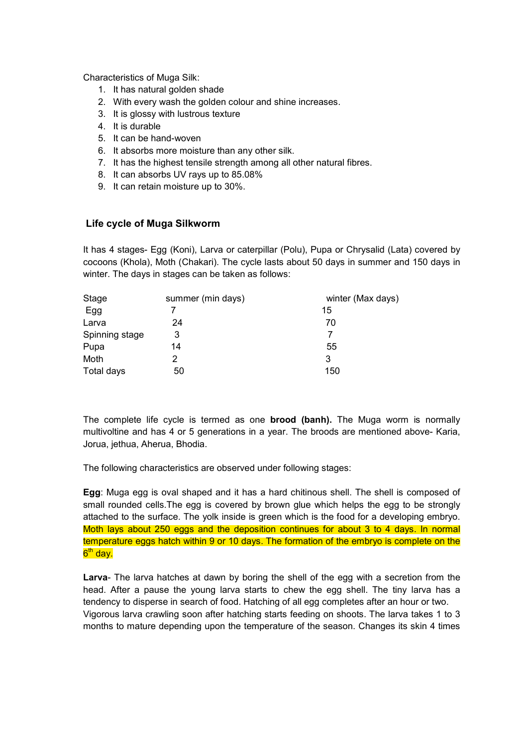Characteristics of Muga Silk:

1. It has natural golden shade
2. With every wash the golden colour and shine increases.
3. It is glossy with lustrous texture
4. It is durable
5. It can be hand-woven
6. It absorbs more moisture than any other silk.
7. It has the highest tensile strength among all other natural fibres.
8. It can absorbs UV rays up to 85.08%
9. It can retain moisture up to 30%.

## Life cycle of Muga Silkworm

It has 4 stages- Egg (Koni), Larva or caterpillar (Polu), Pupa or Chrysalid (Lata) covered by cocoons (Khola), Moth (Chakari). The cycle lasts about 50 days in summer and 150 days in winter. The days in stages can be taken as follows:

| Stage | summer (min days) | winter (Max days) |
|---|---|---|
| Egg | 7 | 15 |
| Larva | 24 | 70 |
| Spinning stage | 3 | 7 |
| Pupa | 14 | 55 |
| Moth | 2 | 3 |
| Total days | 50 | 150 |

The complete life cycle is termed as one **brood (banh).** The Muga worm is normally multivoltine and has 4 or 5 generations in a year. The broods are mentioned above- Karia, Jorua, jethua, Aherua, Bhodia.

The following characteristics are observed under following stages:

**Egg**: Muga egg is oval shaped and it has a hard chitinous shell. The shell is composed of small rounded cells.The egg is covered by brown glue which helps the egg to be strongly attached to the surface. The yolk inside is green which is the food for a developing embryo. Moth lays about 250 eggs and the deposition continues for about 3 to 4 days. In normal temperature eggs hatch within 9 or 10 days. The formation of the embryo is complete on the 6th day.

**Larva**- The larva hatches at dawn by boring the shell of the egg with a secretion from the head. After a pause the young larva starts to chew the egg shell. The tiny larva has a tendency to disperse in search of food. Hatching of all egg completes after an hour or two. Vigorous larva crawling soon after hatching starts feeding on shoots. The larva takes 1 to 3 months to mature depending upon the temperature of the season. Changes its skin 4 times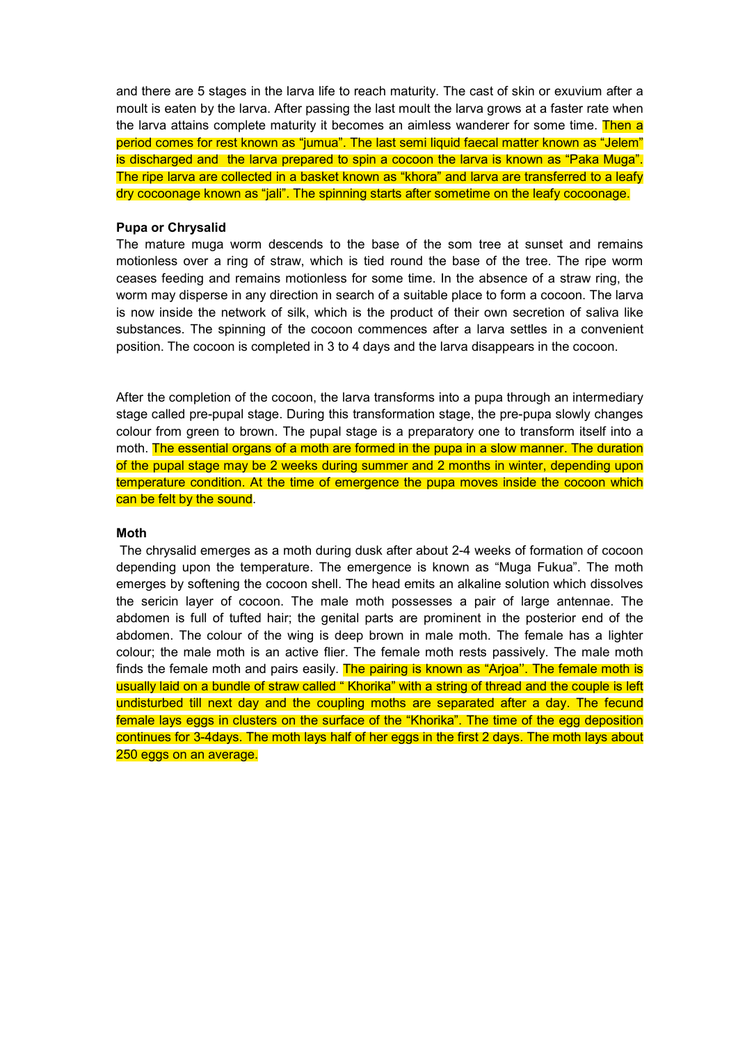and there are 5 stages in the larva life to reach maturity. The cast of skin or exuvium after a moult is eaten by the larva. After passing the last moult the larva grows at a faster rate when the larva attains complete maturity it becomes an aimless wanderer for some time. Then a period comes for rest known as "jumua". The last semi liquid faecal matter known as "Jelem" is discharged and the larva prepared to spin a cocoon the larva is known as "Paka Muga". The ripe larva are collected in a basket known as "khora" and larva are transferred to a leafy dry cocoonage known as "jali". The spinning starts after sometime on the leafy cocoonage.

**Pupa or Chrysalid**

The mature muga worm descends to the base of the som tree at sunset and remains motionless over a ring of straw, which is tied round the base of the tree. The ripe worm ceases feeding and remains motionless for some time. In the absence of a straw ring, the worm may disperse in any direction in search of a suitable place to form a cocoon. The larva is now inside the network of silk, which is the product of their own secretion of saliva like substances. The spinning of the cocoon commences after a larva settles in a convenient position. The cocoon is completed in 3 to 4 days and the larva disappears in the cocoon.

After the completion of the cocoon, the larva transforms into a pupa through an intermediary stage called pre-pupal stage. During this transformation stage, the pre-pupa slowly changes colour from green to brown. The pupal stage is a preparatory one to transform itself into a moth. The essential organs of a moth are formed in the pupa in a slow manner. The duration of the pupal stage may be 2 weeks during summer and 2 months in winter, depending upon temperature condition. At the time of emergence the pupa moves inside the cocoon which can be felt by the sound.

**Moth**

The chrysalid emerges as a moth during dusk after about 2-4 weeks of formation of cocoon depending upon the temperature. The emergence is known as "Muga Fukua". The moth emerges by softening the cocoon shell. The head emits an alkaline solution which dissolves the sericin layer of cocoon. The male moth possesses a pair of large antennae. The abdomen is full of tufted hair; the genital parts are prominent in the posterior end of the abdomen. The colour of the wing is deep brown in male moth. The female has a lighter colour; the male moth is an active flier. The female moth rests passively. The male moth finds the female moth and pairs easily. The pairing is known as "Arjoa''. The female moth is usually laid on a bundle of straw called " Khorika" with a string of thread and the couple is left undisturbed till next day and the coupling moths are separated after a day. The fecund female lays eggs in clusters on the surface of the "Khorika". The time of the egg deposition continues for 3-4days. The moth lays half of her eggs in the first 2 days. The moth lays about 250 eggs on an average.